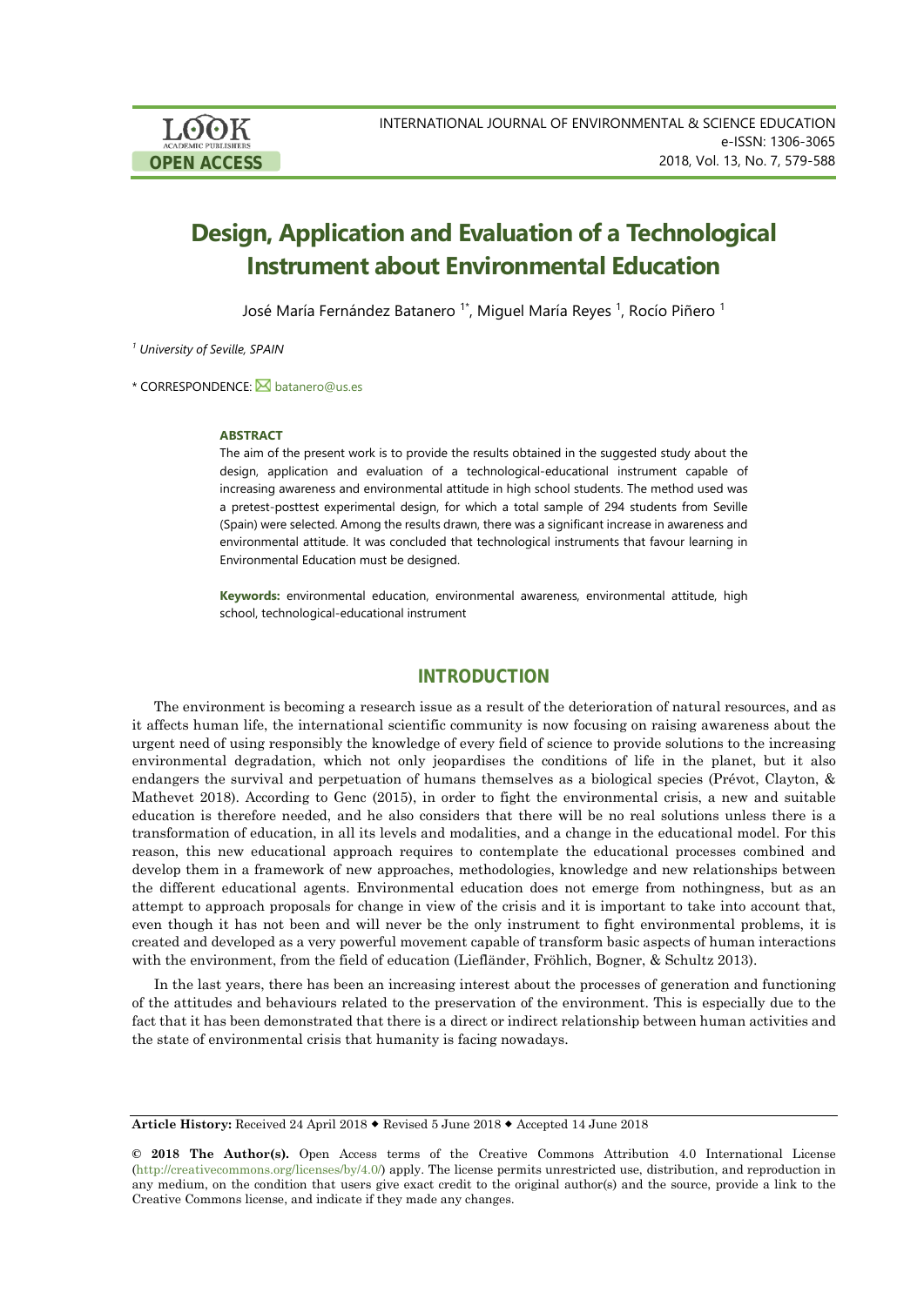# Design, Application and Evaluation of a Technological Instrument about Environmental Education

José María Fernández Batanero [1*], Miguel María Reyes [1], Rocío Piñero [1]

[1] *University of Seville, SPAIN*

\* CORRESPONDENCE: batanero@us.es

### ABSTRACT

The aim of the present work is to provide the results obtained in the suggested study about the design, application and evaluation of a technological-educational instrument capable of increasing awareness and environmental attitude in high school students. The method used was a pretest-posttest experimental design, for which a total sample of 294 students from Seville (Spain) were selected. Among the results drawn, there was a significant increase in awareness and environmental attitude. It was concluded that technological instruments that favour learning in Environmental Education must be designed.

**Keywords:** environmental education, environmental awareness, environmental attitude, high school, technological-educational instrument

## INTRODUCTION

The environment is becoming a research issue as a result of the deterioration of natural resources, and as it affects human life, the international scientific community is now focusing on raising awareness about the urgent need of using responsibly the knowledge of every field of science to provide solutions to the increasing environmental degradation, which not only jeopardises the conditions of life in the planet, but it also endangers the survival and perpetuation of humans themselves as a biological species (Prévot, Clayton, & Mathevet 2018). According to Genc (2015), in order to fight the environmental crisis, a new and suitable education is therefore needed, and he also considers that there will be no real solutions unless there is a transformation of education, in all its levels and modalities, and a change in the educational model. For this reason, this new educational approach requires to contemplate the educational processes combined and develop them in a framework of new approaches, methodologies, knowledge and new relationships between the different educational agents. Environmental education does not emerge from nothingness, but as an attempt to approach proposals for change in view of the crisis and it is important to take into account that, even though it has not been and will never be the only instrument to fight environmental problems, it is created and developed as a very powerful movement capable of transform basic aspects of human interactions with the environment, from the field of education (Liefländer, Fröhlich, Bogner, & Schultz 2013).

In the last years, there has been an increasing interest about the processes of generation and functioning of the attitudes and behaviours related to the preservation of the environment. This is especially due to the fact that it has been demonstrated that there is a direct or indirect relationship between human activities and the state of environmental crisis that humanity is facing nowadays.

**Article History:** Received 24 April 2018 ◆ Revised 5 June 2018 ◆ Accepted 14 June 2018

**© 2018 The Author(s).** Open Access terms of the Creative Commons Attribution 4.0 International License (http://creativecommons.org/licenses/by/4.0/) apply. The license permits unrestricted use, distribution, and reproduction in any medium, on the condition that users give exact credit to the original author(s) and the source, provide a link to the Creative Commons license, and indicate if they made any changes.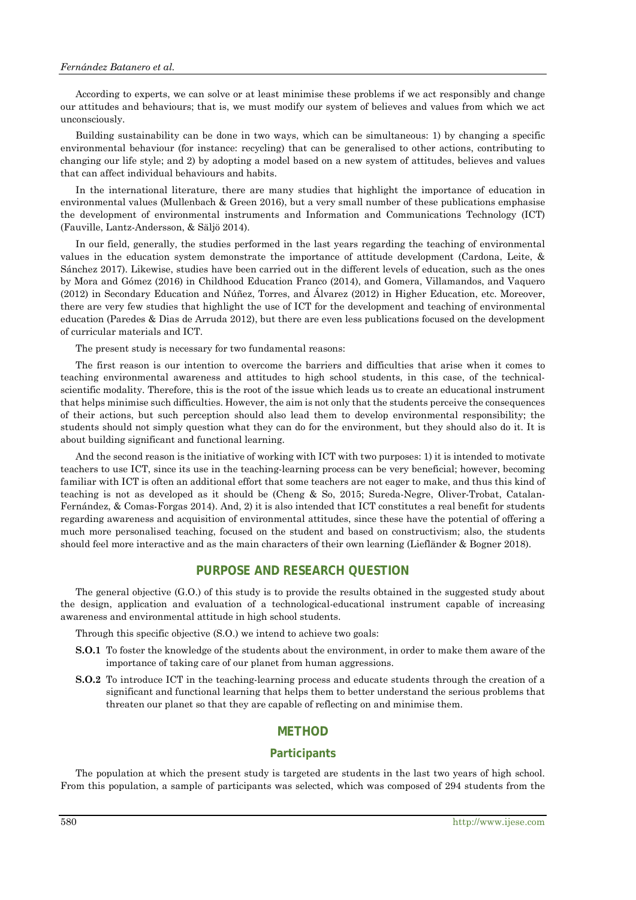According to experts, we can solve or at least minimise these problems if we act responsibly and change our attitudes and behaviours; that is, we must modify our system of believes and values from which we act unconsciously.

Building sustainability can be done in two ways, which can be simultaneous: 1) by changing a specific environmental behaviour (for instance: recycling) that can be generalised to other actions, contributing to changing our life style; and 2) by adopting a model based on a new system of attitudes, believes and values that can affect individual behaviours and habits.

In the international literature, there are many studies that highlight the importance of education in environmental values (Mullenbach & Green 2016), but a very small number of these publications emphasise the development of environmental instruments and Information and Communications Technology (ICT) (Fauville, Lantz-Andersson, & Säljö 2014).

In our field, generally, the studies performed in the last years regarding the teaching of environmental values in the education system demonstrate the importance of attitude development (Cardona, Leite, & Sánchez 2017). Likewise, studies have been carried out in the different levels of education, such as the ones by Mora and Gómez (2016) in Childhood Education Franco (2014), and Gomera, Villamandos, and Vaquero (2012) in Secondary Education and Núñez, Torres, and Álvarez (2012) in Higher Education, etc. Moreover, there are very few studies that highlight the use of ICT for the development and teaching of environmental education (Paredes & Dias de Arruda 2012), but there are even less publications focused on the development of curricular materials and ICT.

The present study is necessary for two fundamental reasons:

The first reason is our intention to overcome the barriers and difficulties that arise when it comes to teaching environmental awareness and attitudes to high school students, in this case, of the technical-scientific modality. Therefore, this is the root of the issue which leads us to create an educational instrument that helps minimise such difficulties. However, the aim is not only that the students perceive the consequences of their actions, but such perception should also lead them to develop environmental responsibility; the students should not simply question what they can do for the environment, but they should also do it. It is about building significant and functional learning.

And the second reason is the initiative of working with ICT with two purposes: 1) it is intended to motivate teachers to use ICT, since its use in the teaching-learning process can be very beneficial; however, becoming familiar with ICT is often an additional effort that some teachers are not eager to make, and thus this kind of teaching is not as developed as it should be (Cheng & So, 2015; Sureda-Negre, Oliver-Trobat, Catalan-Fernández, & Comas-Forgas 2014). And, 2) it is also intended that ICT constitutes a real benefit for students regarding awareness and acquisition of environmental attitudes, since these have the potential of offering a much more personalised teaching, focused on the student and based on constructivism; also, the students should feel more interactive and as the main characters of their own learning (Liefländer & Bogner 2018).

## PURPOSE AND RESEARCH QUESTION

The general objective (G.O.) of this study is to provide the results obtained in the suggested study about the design, application and evaluation of a technological-educational instrument capable of increasing awareness and environmental attitude in high school students.

Through this specific objective (S.O.) we intend to achieve two goals:

- **S.O.1** To foster the knowledge of the students about the environment, in order to make them aware of the importance of taking care of our planet from human aggressions.
- **S.O.2** To introduce ICT in the teaching-learning process and educate students through the creation of a significant and functional learning that helps them to better understand the serious problems that threaten our planet so that they are capable of reflecting on and minimise them.

## METHOD

### Participants

The population at which the present study is targeted are students in the last two years of high school. From this population, a sample of participants was selected, which was composed of 294 students from the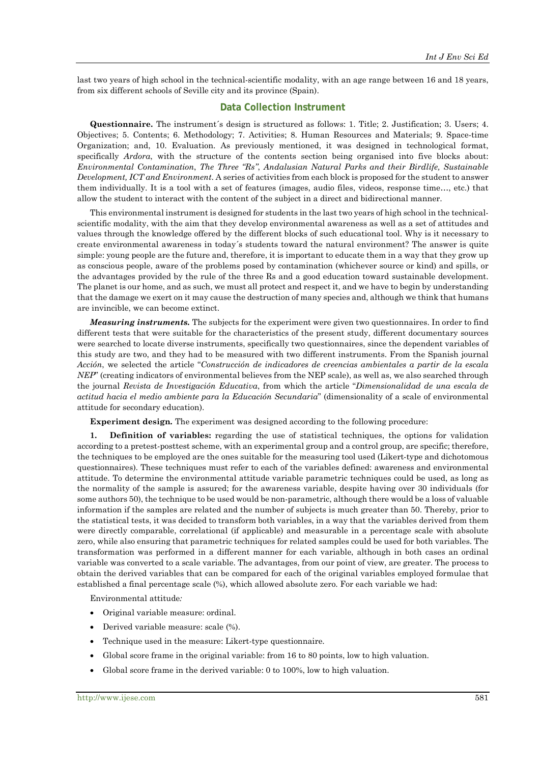last two years of high school in the technical-scientific modality, with an age range between 16 and 18 years, from six different schools of Seville city and its province (Spain).

## Data Collection Instrument

**Questionnaire.** The instrument´s design is structured as follows: 1. Title; 2. Justification; 3. Users; 4. Objectives; 5. Contents; 6. Methodology; 7. Activities; 8. Human Resources and Materials; 9. Space-time Organization; and, 10. Evaluation. As previously mentioned, it was designed in technological format, specifically *Ardora*, with the structure of the contents section being organised into five blocks about: *Environmental Contamination*, *The Three "Rs"*, *Andalusian Natural Parks and their Birdlife, Sustainable Development, ICT and Environment*. A series of activities from each block is proposed for the student to answer them individually. It is a tool with a set of features (images, audio files, videos, response time…, etc.) that allow the student to interact with the content of the subject in a direct and bidirectional manner.

This environmental instrument is designed for students in the last two years of high school in the technical-scientific modality, with the aim that they develop environmental awareness as well as a set of attitudes and values through the knowledge offered by the different blocks of such educational tool. Why is it necessary to create environmental awareness in today´s students toward the natural environment? The answer is quite simple: young people are the future and, therefore, it is important to educate them in a way that they grow up as conscious people, aware of the problems posed by contamination (whichever source or kind) and spills, or the advantages provided by the rule of the three Rs and a good education toward sustainable development. The planet is our home, and as such, we must all protect and respect it, and we have to begin by understanding that the damage we exert on it may cause the destruction of many species and, although we think that humans are invincible, we can become extinct.

***Measuring instruments.*** The subjects for the experiment were given two questionnaires. In order to find different tests that were suitable for the characteristics of the present study, different documentary sources were searched to locate diverse instruments, specifically two questionnaires, since the dependent variables of this study are two, and they had to be measured with two different instruments. From the Spanish journal *Acción*, we selected the article "*Construcción de indicadores de creencias ambientales a partir de la escala NEP*" (creating indicators of environmental believes from the NEP scale), as well as, we also searched through the journal *Revista de Investigación Educativa*, from which the article "*Dimensionalidad de una escala de actitud hacia el medio ambiente para la Educación Secundaria*" (dimensionality of a scale of environmental attitude for secondary education).

**Experiment design.** The experiment was designed according to the following procedure:

1. **Definition of variables:** regarding the use of statistical techniques, the options for validation according to a pretest-posttest scheme, with an experimental group and a control group, are specific; therefore, the techniques to be employed are the ones suitable for the measuring tool used (Likert-type and dichotomous questionnaires). These techniques must refer to each of the variables defined: awareness and environmental attitude. To determine the environmental attitude variable parametric techniques could be used, as long as the normality of the sample is assured; for the awareness variable, despite having over 30 individuals (for some authors 50), the technique to be used would be non-parametric, although there would be a loss of valuable information if the samples are related and the number of subjects is much greater than 50. Thereby, prior to the statistical tests, it was decided to transform both variables, in a way that the variables derived from them were directly comparable, correlational (if applicable) and measurable in a percentage scale with absolute zero, while also ensuring that parametric techniques for related samples could be used for both variables. The transformation was performed in a different manner for each variable, although in both cases an ordinal variable was converted to a scale variable. The advantages, from our point of view, are greater. The process to obtain the derived variables that can be compared for each of the original variables employed formulae that established a final percentage scale (%), which allowed absolute zero. For each variable we had:

Environmental attitude*:*

- Original variable measure: ordinal.
- Derived variable measure: scale (%).
- Technique used in the measure: Likert-type questionnaire.
- Global score frame in the original variable: from 16 to 80 points, low to high valuation.
- Global score frame in the derived variable: 0 to 100%, low to high valuation.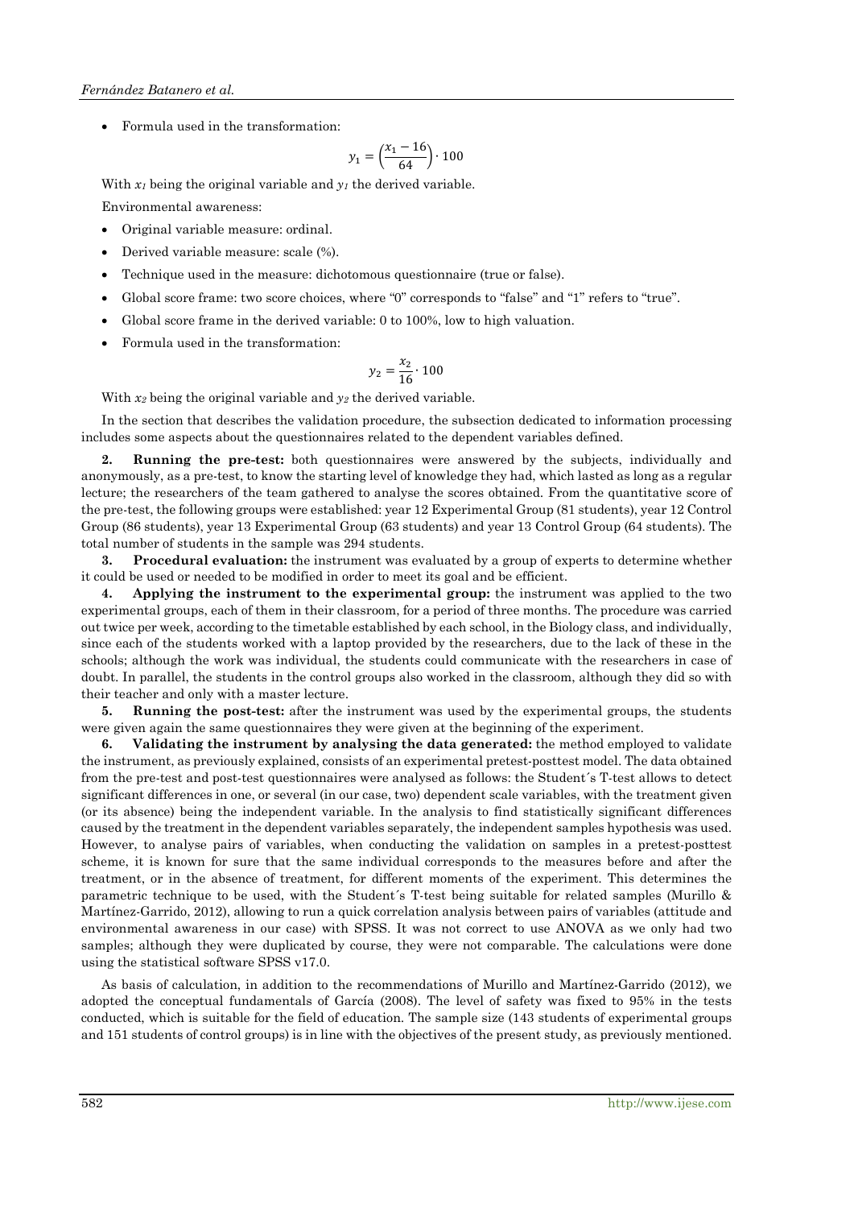- Formula used in the transformation:

$$y_1 = \left(\frac{x_1 - 16}{64}\right) \cdot 100$$

With $x_1$ being the original variable and $y_1$ the derived variable.

Environmental awareness:

- Original variable measure: ordinal.
- Derived variable measure: scale (%).
- Technique used in the measure: dichotomous questionnaire (true or false).
- Global score frame: two score choices, where "0" corresponds to "false" and "1" refers to "true".
- Global score frame in the derived variable: 0 to 100%, low to high valuation.
- Formula used in the transformation:

$$y_2 = \frac{x_2}{16} \cdot 100$$

With $x_2$ being the original variable and $y_2$ the derived variable.

In the section that describes the validation procedure, the subsection dedicated to information processing includes some aspects about the questionnaires related to the dependent variables defined.

**2. Running the pre-test:** both questionnaires were answered by the subjects, individually and anonymously, as a pre-test, to know the starting level of knowledge they had, which lasted as long as a regular lecture; the researchers of the team gathered to analyse the scores obtained. From the quantitative score of the pre-test, the following groups were established: year 12 Experimental Group (81 students), year 12 Control Group (86 students), year 13 Experimental Group (63 students) and year 13 Control Group (64 students). The total number of students in the sample was 294 students.

**3. Procedural evaluation:** the instrument was evaluated by a group of experts to determine whether it could be used or needed to be modified in order to meet its goal and be efficient.

**4. Applying the instrument to the experimental group:** the instrument was applied to the two experimental groups, each of them in their classroom, for a period of three months. The procedure was carried out twice per week, according to the timetable established by each school, in the Biology class, and individually, since each of the students worked with a laptop provided by the researchers, due to the lack of these in the schools; although the work was individual, the students could communicate with the researchers in case of doubt. In parallel, the students in the control groups also worked in the classroom, although they did so with their teacher and only with a master lecture.

**5. Running the post-test:** after the instrument was used by the experimental groups, the students were given again the same questionnaires they were given at the beginning of the experiment.

**6. Validating the instrument by analysing the data generated:** the method employed to validate the instrument, as previously explained, consists of an experimental pretest-posttest model. The data obtained from the pre-test and post-test questionnaires were analysed as follows: the Student´s T-test allows to detect significant differences in one, or several (in our case, two) dependent scale variables, with the treatment given (or its absence) being the independent variable. In the analysis to find statistically significant differences caused by the treatment in the dependent variables separately, the independent samples hypothesis was used. However, to analyse pairs of variables, when conducting the validation on samples in a pretest-posttest scheme, it is known for sure that the same individual corresponds to the measures before and after the treatment, or in the absence of treatment, for different moments of the experiment. This determines the parametric technique to be used, with the Student´s T-test being suitable for related samples (Murillo & Martínez-Garrido, 2012), allowing to run a quick correlation analysis between pairs of variables (attitude and environmental awareness in our case) with SPSS. It was not correct to use ANOVA as we only had two samples; although they were duplicated by course, they were not comparable. The calculations were done using the statistical software SPSS v17.0.

As basis of calculation, in addition to the recommendations of Murillo and Martínez-Garrido (2012), we adopted the conceptual fundamentals of García (2008). The level of safety was fixed to 95% in the tests conducted, which is suitable for the field of education. The sample size (143 students of experimental groups and 151 students of control groups) is in line with the objectives of the present study, as previously mentioned.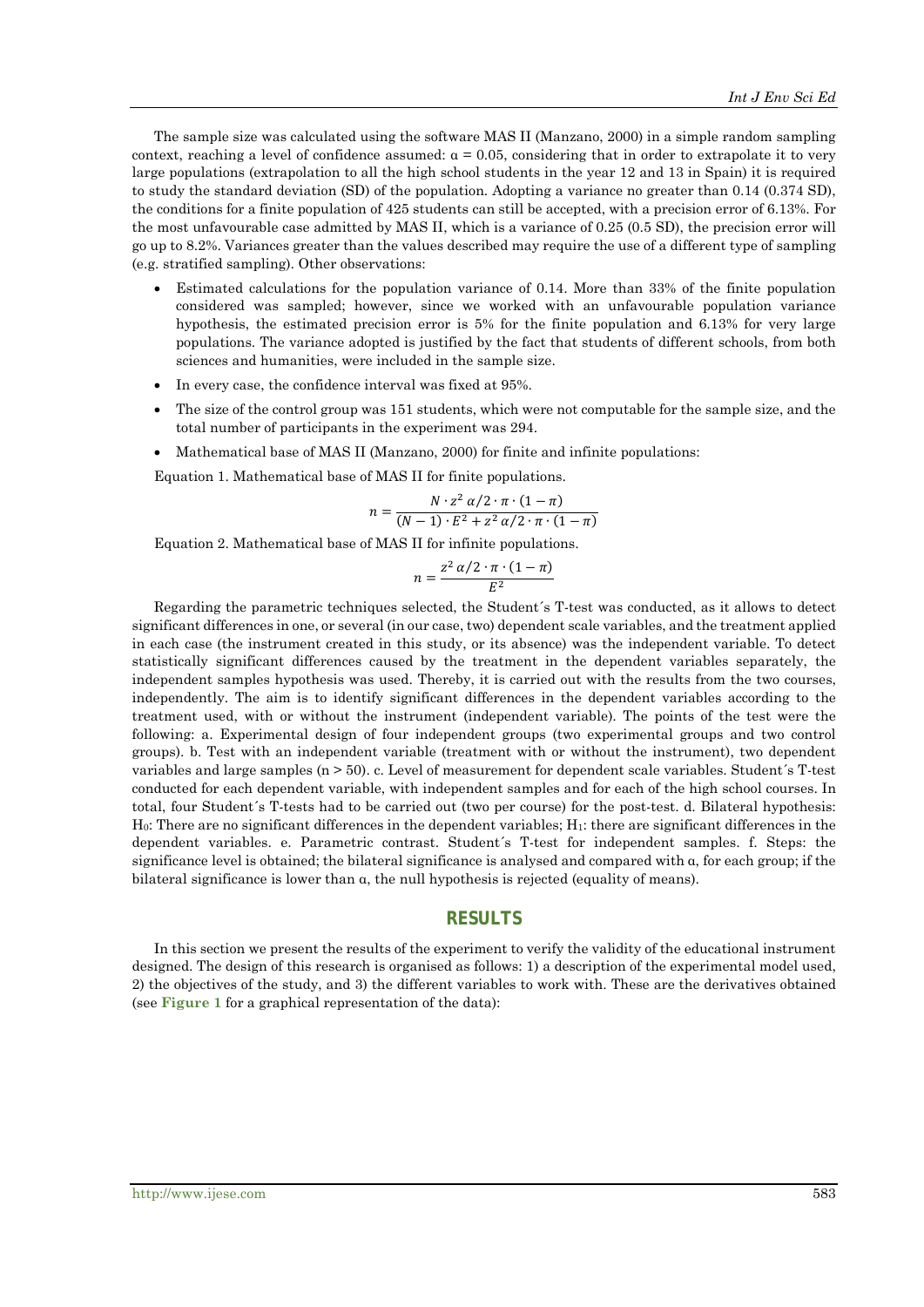The sample size was calculated using the software MAS II (Manzano, 2000) in a simple random sampling context, reaching a level of confidence assumed: $\alpha = 0.05$, considering that in order to extrapolate it to very large populations (extrapolation to all the high school students in the year 12 and 13 in Spain) it is required to study the standard deviation (SD) of the population. Adopting a variance no greater than 0.14 (0.374 SD), the conditions for a finite population of 425 students can still be accepted, with a precision error of 6.13%. For the most unfavourable case admitted by MAS II, which is a variance of 0.25 (0.5 SD), the precision error will go up to 8.2%. Variances greater than the values described may require the use of a different type of sampling (e.g. stratified sampling). Other observations:

- Estimated calculations for the population variance of 0.14. More than 33% of the finite population considered was sampled; however, since we worked with an unfavourable population variance hypothesis, the estimated precision error is 5% for the finite population and 6.13% for very large populations. The variance adopted is justified by the fact that students of different schools, from both sciences and humanities, were included in the sample size.
- In every case, the confidence interval was fixed at 95%.
- The size of the control group was 151 students, which were not computable for the sample size, and the total number of participants in the experiment was 294.
- Mathematical base of MAS II (Manzano, 2000) for finite and infinite populations:

Equation 1. Mathematical base of MAS II for finite populations.

$$n = \frac{N \cdot z^2\,\alpha/2 \cdot \pi \cdot (1-\pi)}{(N-1) \cdot E^2 + z^2\,\alpha/2 \cdot \pi \cdot (1-\pi)}$$

Equation 2. Mathematical base of MAS II for infinite populations.

$$n = \frac{z^2\,\alpha/2 \cdot \pi \cdot (1-\pi)}{E^2}$$

Regarding the parametric techniques selected, the Student´s T-test was conducted, as it allows to detect significant differences in one, or several (in our case, two) dependent scale variables, and the treatment applied in each case (the instrument created in this study, or its absence) was the independent variable. To detect statistically significant differences caused by the treatment in the dependent variables separately, the independent samples hypothesis was used. Thereby, it is carried out with the results from the two courses, independently. The aim is to identify significant differences in the dependent variables according to the treatment used, with or without the instrument (independent variable). The points of the test were the following: a. Experimental design of four independent groups (two experimental groups and two control groups). b. Test with an independent variable (treatment with or without the instrument), two dependent variables and large samples ($n > 50$). c. Level of measurement for dependent scale variables. Student´s T-test conducted for each dependent variable, with independent samples and for each of the high school courses. In total, four Student´s T-tests had to be carried out (two per course) for the post-test. d. Bilateral hypothesis: $H_0$: There are no significant differences in the dependent variables; $H_1$: there are significant differences in the dependent variables. e. Parametric contrast. Student´s T-test for independent samples. f. Steps: the significance level is obtained; the bilateral significance is analysed and compared with $\alpha$, for each group; if the bilateral significance is lower than $\alpha$, the null hypothesis is rejected (equality of means).

## RESULTS

In this section we present the results of the experiment to verify the validity of the educational instrument designed. The design of this research is organised as follows: 1) a description of the experimental model used, 2) the objectives of the study, and 3) the different variables to work with. These are the derivatives obtained (see **Figure 1** for a graphical representation of the data):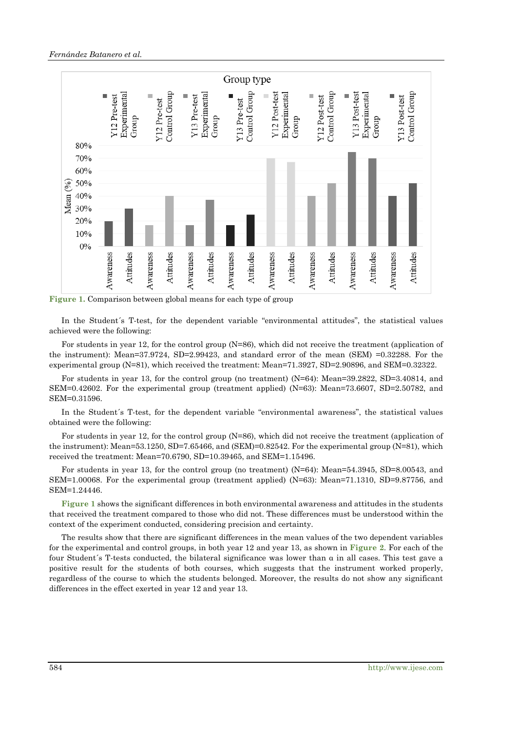**Figure 1.** Comparison between global means for each type of group

In the Student´s T-test, for the dependent variable "environmental attitudes", the statistical values achieved were the following:

For students in year 12, for the control group (N=86), which did not receive the treatment (application of the instrument): Mean=37.9724, SD=2.99423, and standard error of the mean (SEM) =0.32288. For the experimental group (N=81), which received the treatment: Mean=71.3927, SD=2.90896, and SEM=0.32322.

For students in year 13, for the control group (no treatment) (N=64): Mean=39.2822, SD=3.40814, and SEM=0.42602. For the experimental group (treatment applied) (N=63): Mean=73.6607, SD=2.50782, and SEM=0.31596.

In the Student´s T-test, for the dependent variable "environmental awareness", the statistical values obtained were the following:

For students in year 12, for the control group (N=86), which did not receive the treatment (application of the instrument): Mean=53.1250, SD=7.65466, and (SEM)=0.82542. For the experimental group (N=81), which received the treatment: Mean=70.6790, SD=10.39465, and SEM=1.15496.

For students in year 13, for the control group (no treatment) (N=64): Mean=54.3945, SD=8.00543, and SEM=1.00068. For the experimental group (treatment applied) (N=63): Mean=71.1310, SD=9.87756, and SEM=1.24446.

**Figure 1** shows the significant differences in both environmental awareness and attitudes in the students that received the treatment compared to those who did not. These differences must be understood within the context of the experiment conducted, considering precision and certainty.

The results show that there are significant differences in the mean values of the two dependent variables for the experimental and control groups, in both year 12 and year 13, as shown in **Figure 2**. For each of the four Student´s T-tests conducted, the bilateral significance was lower than α in all cases. This test gave a positive result for the students of both courses, which suggests that the instrument worked properly, regardless of the course to which the students belonged. Moreover, the results do not show any significant differences in the effect exerted in year 12 and year 13.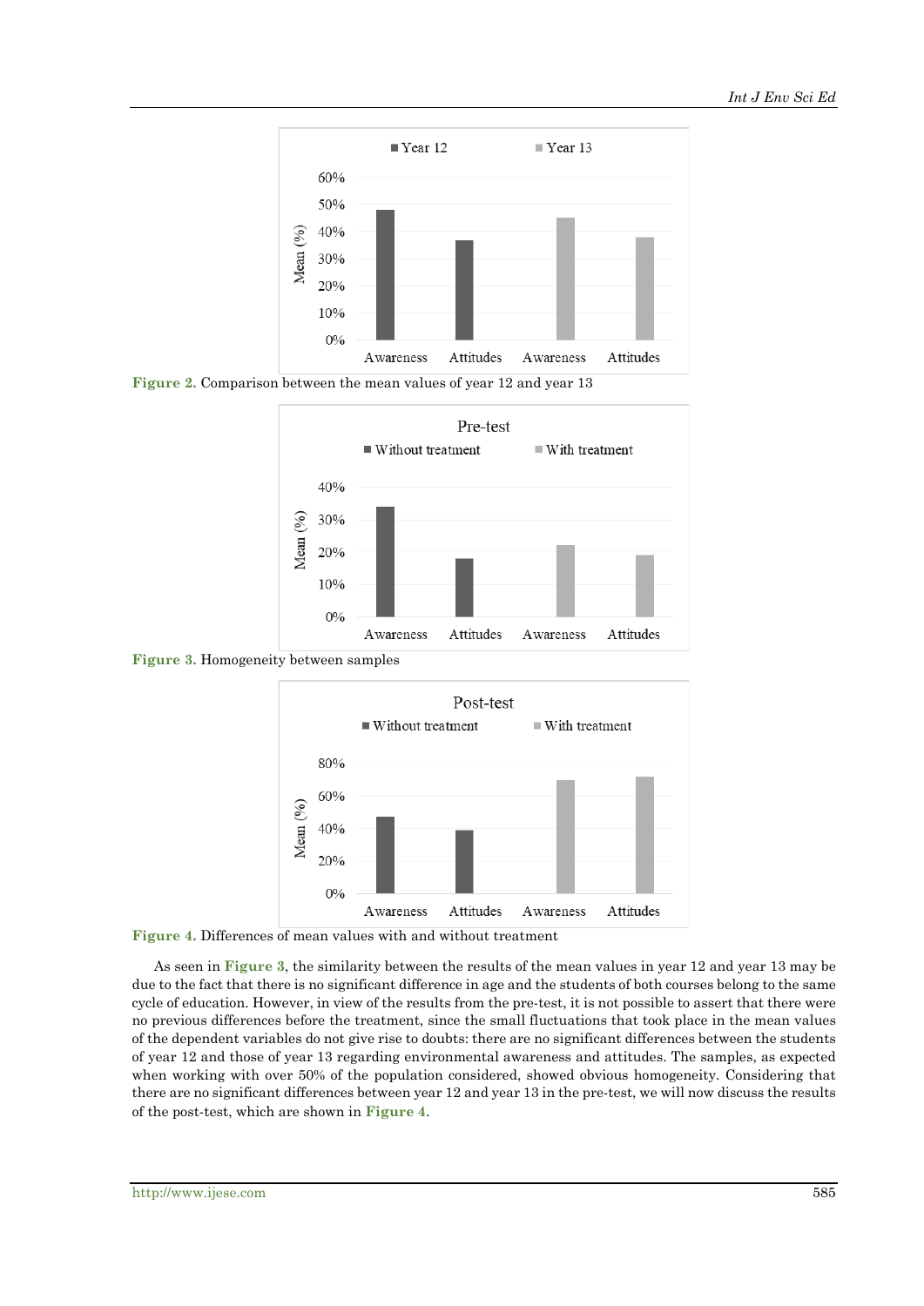**Figure 2.** Comparison between the mean values of year 12 and year 13

**Figure 3.** Homogeneity between samples

**Figure 4.** Differences of mean values with and without treatment

As seen in **Figure 3**, the similarity between the results of the mean values in year 12 and year 13 may be due to the fact that there is no significant difference in age and the students of both courses belong to the same cycle of education. However, in view of the results from the pre-test, it is not possible to assert that there were no previous differences before the treatment, since the small fluctuations that took place in the mean values of the dependent variables do not give rise to doubts: there are no significant differences between the students of year 12 and those of year 13 regarding environmental awareness and attitudes. The samples, as expected when working with over 50% of the population considered, showed obvious homogeneity. Considering that there are no significant differences between year 12 and year 13 in the pre-test, we will now discuss the results of the post-test, which are shown in **Figure 4**.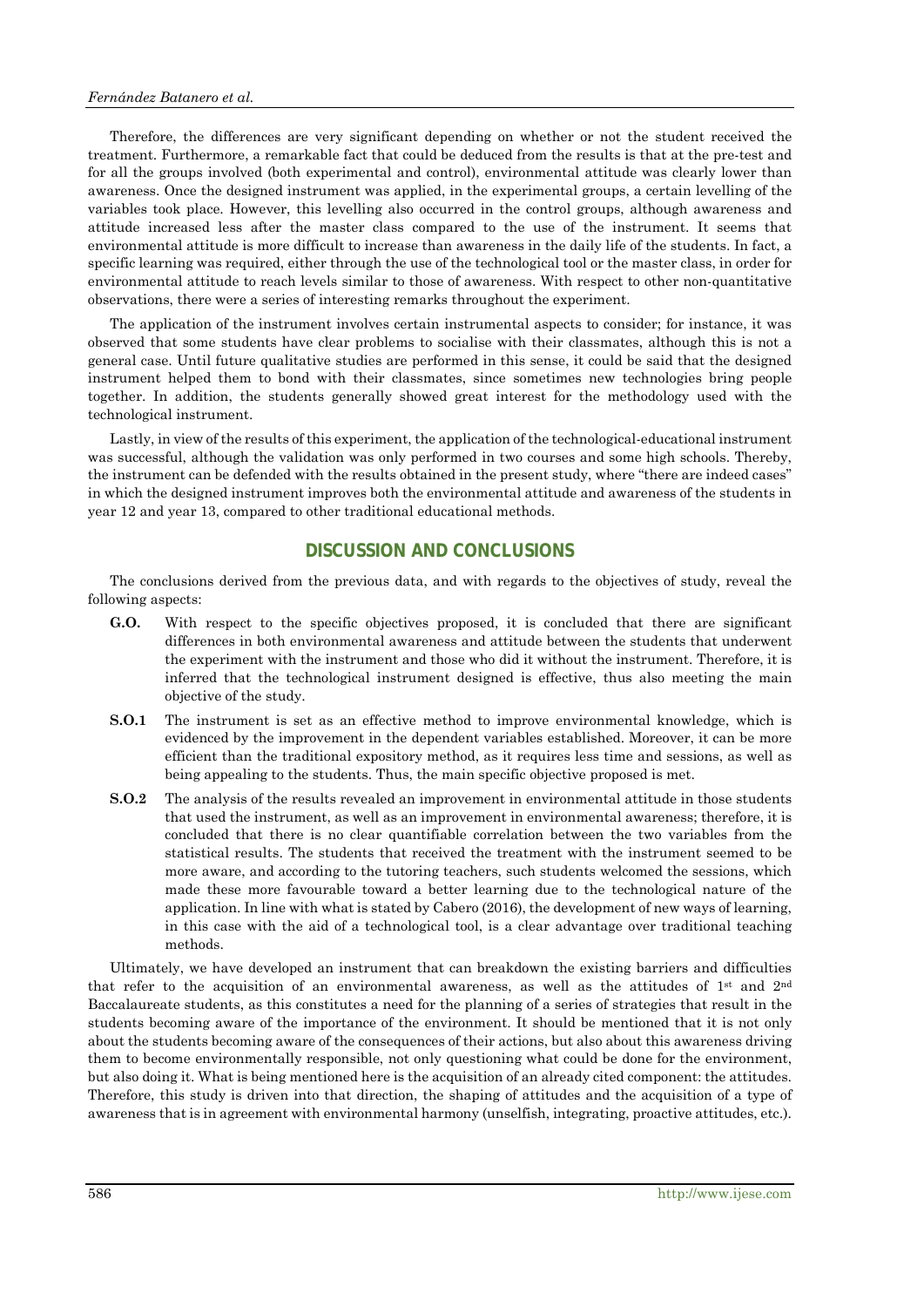Therefore, the differences are very significant depending on whether or not the student received the treatment. Furthermore, a remarkable fact that could be deduced from the results is that at the pre-test and for all the groups involved (both experimental and control), environmental attitude was clearly lower than awareness. Once the designed instrument was applied, in the experimental groups, a certain levelling of the variables took place. However, this levelling also occurred in the control groups, although awareness and attitude increased less after the master class compared to the use of the instrument. It seems that environmental attitude is more difficult to increase than awareness in the daily life of the students. In fact, a specific learning was required, either through the use of the technological tool or the master class, in order for environmental attitude to reach levels similar to those of awareness. With respect to other non-quantitative observations, there were a series of interesting remarks throughout the experiment.

The application of the instrument involves certain instrumental aspects to consider; for instance, it was observed that some students have clear problems to socialise with their classmates, although this is not a general case. Until future qualitative studies are performed in this sense, it could be said that the designed instrument helped them to bond with their classmates, since sometimes new technologies bring people together. In addition, the students generally showed great interest for the methodology used with the technological instrument.

Lastly, in view of the results of this experiment, the application of the technological-educational instrument was successful, although the validation was only performed in two courses and some high schools. Thereby, the instrument can be defended with the results obtained in the present study, where "there are indeed cases" in which the designed instrument improves both the environmental attitude and awareness of the students in year 12 and year 13, compared to other traditional educational methods.

## DISCUSSION AND CONCLUSIONS

The conclusions derived from the previous data, and with regards to the objectives of study, reveal the following aspects:

- **G.O.** With respect to the specific objectives proposed, it is concluded that there are significant differences in both environmental awareness and attitude between the students that underwent the experiment with the instrument and those who did it without the instrument. Therefore, it is inferred that the technological instrument designed is effective, thus also meeting the main objective of the study.
- **S.O.1** The instrument is set as an effective method to improve environmental knowledge, which is evidenced by the improvement in the dependent variables established. Moreover, it can be more efficient than the traditional expository method, as it requires less time and sessions, as well as being appealing to the students. Thus, the main specific objective proposed is met.
- **S.O.2** The analysis of the results revealed an improvement in environmental attitude in those students that used the instrument, as well as an improvement in environmental awareness; therefore, it is concluded that there is no clear quantifiable correlation between the two variables from the statistical results. The students that received the treatment with the instrument seemed to be more aware, and according to the tutoring teachers, such students welcomed the sessions, which made these more favourable toward a better learning due to the technological nature of the application. In line with what is stated by Cabero (2016), the development of new ways of learning, in this case with the aid of a technological tool, is a clear advantage over traditional teaching methods.

Ultimately, we have developed an instrument that can breakdown the existing barriers and difficulties that refer to the acquisition of an environmental awareness, as well as the attitudes of 1st and 2nd Baccalaureate students, as this constitutes a need for the planning of a series of strategies that result in the students becoming aware of the importance of the environment. It should be mentioned that it is not only about the students becoming aware of the consequences of their actions, but also about this awareness driving them to become environmentally responsible, not only questioning what could be done for the environment, but also doing it. What is being mentioned here is the acquisition of an already cited component: the attitudes. Therefore, this study is driven into that direction, the shaping of attitudes and the acquisition of a type of awareness that is in agreement with environmental harmony (unselfish, integrating, proactive attitudes, etc.).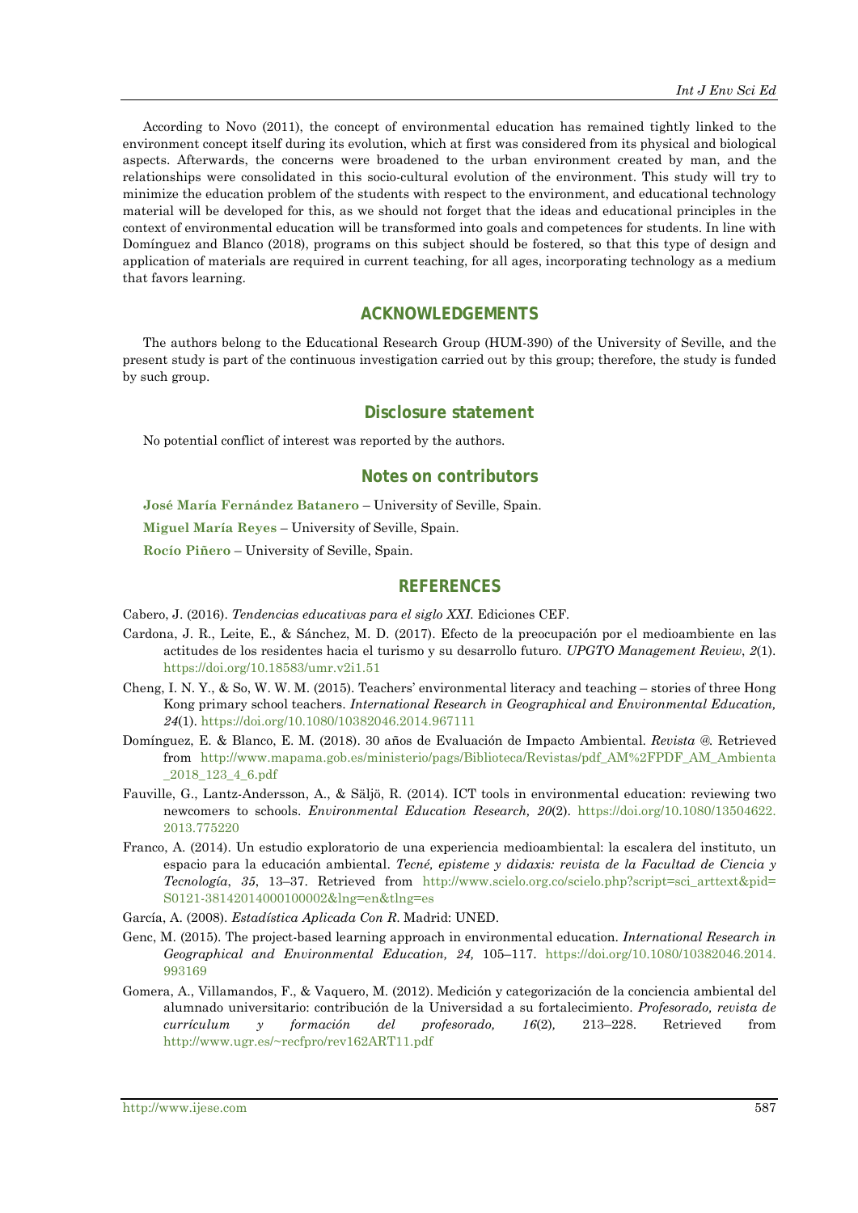According to Novo (2011), the concept of environmental education has remained tightly linked to the environment concept itself during its evolution, which at first was considered from its physical and biological aspects. Afterwards, the concerns were broadened to the urban environment created by man, and the relationships were consolidated in this socio-cultural evolution of the environment. This study will try to minimize the education problem of the students with respect to the environment, and educational technology material will be developed for this, as we should not forget that the ideas and educational principles in the context of environmental education will be transformed into goals and competences for students. In line with Domínguez and Blanco (2018), programs on this subject should be fostered, so that this type of design and application of materials are required in current teaching, for all ages, incorporating technology as a medium that favors learning.

## ACKNOWLEDGEMENTS

The authors belong to the Educational Research Group (HUM-390) of the University of Seville, and the present study is part of the continuous investigation carried out by this group; therefore, the study is funded by such group.

## Disclosure statement

No potential conflict of interest was reported by the authors.

## Notes on contributors

**José María Fernández Batanero** – University of Seville, Spain.

**Miguel María Reyes** – University of Seville, Spain.

**Rocío Piñero** – University of Seville, Spain.

## REFERENCES

Cabero, J. (2016). *Tendencias educativas para el siglo XXI*. Ediciones CEF.

Cardona, J. R., Leite, E., & Sánchez, M. D. (2017). Efecto de la preocupación por el medioambiente en las actitudes de los residentes hacia el turismo y su desarrollo futuro. *UPGTO Management Review*, *2*(1). https://doi.org/10.18583/umr.v2i1.51

Cheng, I. N. Y., & So, W. W. M. (2015). Teachers' environmental literacy and teaching – stories of three Hong Kong primary school teachers. *International Research in Geographical and Environmental Education, 24*(1). https://doi.org/10.1080/10382046.2014.967111

Domínguez, E. & Blanco, E. M. (2018). 30 años de Evaluación de Impacto Ambiental. *Revista @*. Retrieved from http://www.mapama.gob.es/ministerio/pags/Biblioteca/Revistas/pdf_AM%2FPDF_AM_Ambienta_2018_123_4_6.pdf

Fauville, G., Lantz-Andersson, A., & Säljö, R. (2014). ICT tools in environmental education: reviewing two newcomers to schools. *Environmental Education Research, 20*(2). https://doi.org/10.1080/13504622.2013.775220

Franco, A. (2014). Un estudio exploratorio de una experiencia medioambiental: la escalera del instituto, un espacio para la educación ambiental. *Tecné, episteme y didaxis: revista de la Facultad de Ciencia y Tecnología*, *35*, 13–37. Retrieved from http://www.scielo.org.co/scielo.php?script=sci_arttext&pid=S0121-38142014000100002&lng=en&tlng=es

García, A. (2008). *Estadística Aplicada Con R*. Madrid: UNED.

Genc, M. (2015). The project-based learning approach in environmental education. *International Research in Geographical and Environmental Education, 24,* 105–117. https://doi.org/10.1080/10382046.2014.993169

Gomera, A., Villamandos, F., & Vaquero, M. (2012). Medición y categorización de la conciencia ambiental del alumnado universitario: contribución de la Universidad a su fortalecimiento. *Profesorado, revista de currículum y formación del profesorado, 16*(2), 213–228. Retrieved from http://www.ugr.es/~recfpro/rev162ART11.pdf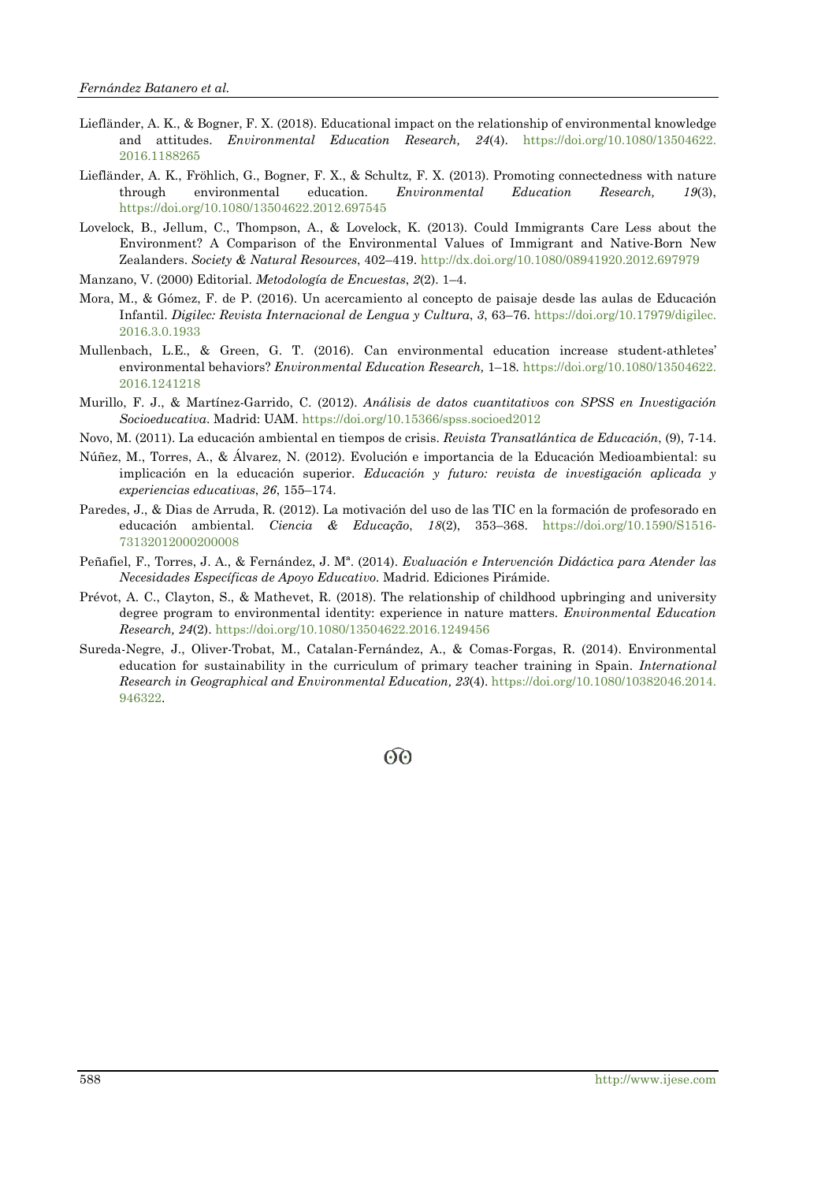Liefländer, A. K., & Bogner, F. X. (2018). Educational impact on the relationship of environmental knowledge and attitudes. *Environmental Education Research, 24*(4). https://doi.org/10.1080/13504622.2016.1188265

Liefländer, A. K., Fröhlich, G., Bogner, F. X., & Schultz, F. X. (2013). Promoting connectedness with nature through environmental education. *Environmental Education Research, 19*(3), https://doi.org/10.1080/13504622.2012.697545

Lovelock, B., Jellum, C., Thompson, A., & Lovelock, K. (2013). Could Immigrants Care Less about the Environment? A Comparison of the Environmental Values of Immigrant and Native-Born New Zealanders. *Society & Natural Resources*, 402–419. http://dx.doi.org/10.1080/08941920.2012.697979

Manzano, V. (2000) Editorial. *Metodología de Encuestas*, *2*(2). 1–4.

Mora, M., & Gómez, F. de P. (2016). Un acercamiento al concepto de paisaje desde las aulas de Educación Infantil. *Digilec: Revista Internacional de Lengua y Cultura*, *3*, 63–76. https://doi.org/10.17979/digilec.2016.3.0.1933

Mullenbach, L.E., & Green, G. T. (2016). Can environmental education increase student-athletes' environmental behaviors? *Environmental Education Research,* 1–18. https://doi.org/10.1080/13504622.2016.1241218

Murillo, F. J., & Martínez-Garrido, C. (2012). *Análisis de datos cuantitativos con SPSS en Investigación Socioeducativa*. Madrid: UAM. https://doi.org/10.15366/spss.socioed2012

Novo, M. (2011). La educación ambiental en tiempos de crisis. *Revista Transatlántica de Educación*, (9), 7-14.

Núñez, M., Torres, A., & Álvarez, N. (2012). Evolución e importancia de la Educación Medioambiental: su implicación en la educación superior. *Educación y futuro: revista de investigación aplicada y experiencias educativas*, *26*, 155–174.

Paredes, J., & Dias de Arruda, R. (2012). La motivación del uso de las TIC en la formación de profesorado en educación ambiental. *Ciencia & Educação*, *18*(2), 353–368. https://doi.org/10.1590/S1516-73132012000200008

Peñafiel, F., Torres, J. A., & Fernández, J. Mª. (2014). *Evaluación e Intervención Didáctica para Atender las Necesidades Específicas de Apoyo Educativo.* Madrid. Ediciones Pirámide.

Prévot, A. C., Clayton, S., & Mathevet, R. (2018). The relationship of childhood upbringing and university degree program to environmental identity: experience in nature matters. *Environmental Education Research, 24*(2). https://doi.org/10.1080/13504622.2016.1249456

Sureda-Negre, J., Oliver-Trobat, M., Catalan-Fernández, A., & Comas-Forgas, R. (2014). Environmental education for sustainability in the curriculum of primary teacher training in Spain. *International Research in Geographical and Environmental Education, 23*(4). https://doi.org/10.1080/10382046.2014.946322.